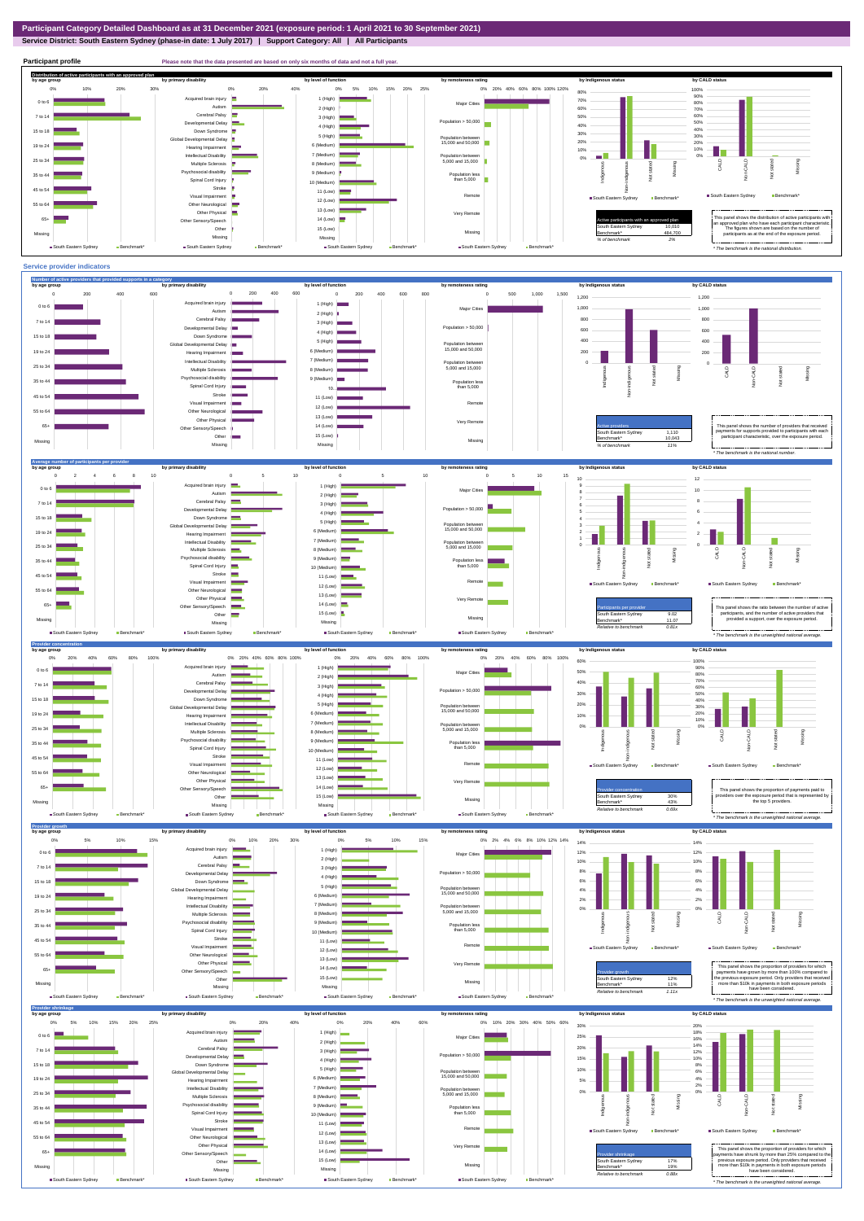# Participant Category Detailed Dashboard as at 31 December 2021 (exposure period: 1 April 2021 to 30 September 2021)

**Service District: South Eastern Sydney (phase-in date: 1 July 2017) | Support Category: All | All Participants**

## Participant profile

Please note that the data presented are based on only six months of data and not a full year.

### Distribution of active participants with an approved plan

| Active participants with an approved plan | |
|---|---|
| South Eastern Sydney | 10,010 |
| Benchmark* | 484,700 |
| % of benchmark | 2% |

This panel shows the distribution of active participants with an approved plan who have each participant characteristic. The figures shown are based on the number of participants as at the end of the exposure period.

* The benchmark is the national distribution.

## Service provider indicators

### Number of active providers that provided supports in a category

| Active providers | |
|---|---|
| South Eastern Sydney | 1,110 |
| Benchmark* | 10,043 |
| % of benchmark | 11% |

This panel shows the number of providers that received payments for supports provided to participants with each participant characteristic, over the exposure period.

* The benchmark is the national number.

### Average number of participants per provider

| Participants per provider | |
|---|---|
| South Eastern Sydney | 9.02 |
| Benchmark* | 11.07 |
| Relative to benchmark | 0.81x |

This panel shows the ratio between the number of active participants, and the number of active providers that provided a support, over the exposure period.

* The benchmark is the unweighted national average.

### Provider concentration

| Provider concentration | |
|---|---|
| South Eastern Sydney | 30% |
| Benchmark* | 43% |
| Relative to benchmark | 0.69x |

This panel shows the proportion of payments paid to providers over the exposure period that is represented by the top 5 providers.

* The benchmark is the unweighted national average.

### Provider growth

| Provider growth | |
|---|---|
| South Eastern Sydney | 12% |
| Benchmark* | 11% |
| Relative to benchmark | 1.11x |

This panel shows the proportion of providers for which payments have grown by more than 100% compared to the previous exposure period. Only providers that received more than $10k in payments in both exposure periods have been considered.

* The benchmark is the unweighted national average.

### Provider shrinkage

| Provider shrinkage | |
|---|---|
| South Eastern Sydney | 17% |
| Benchmark* | 19% |
| Relative to benchmark | 0.88x |

This panel shows the proportion of providers for which payments have shrunk by more than 25% compared to the previous exposure period. Only providers that received more than $10k in payments in both exposure periods have been considered.

* The benchmark is the unweighted national average.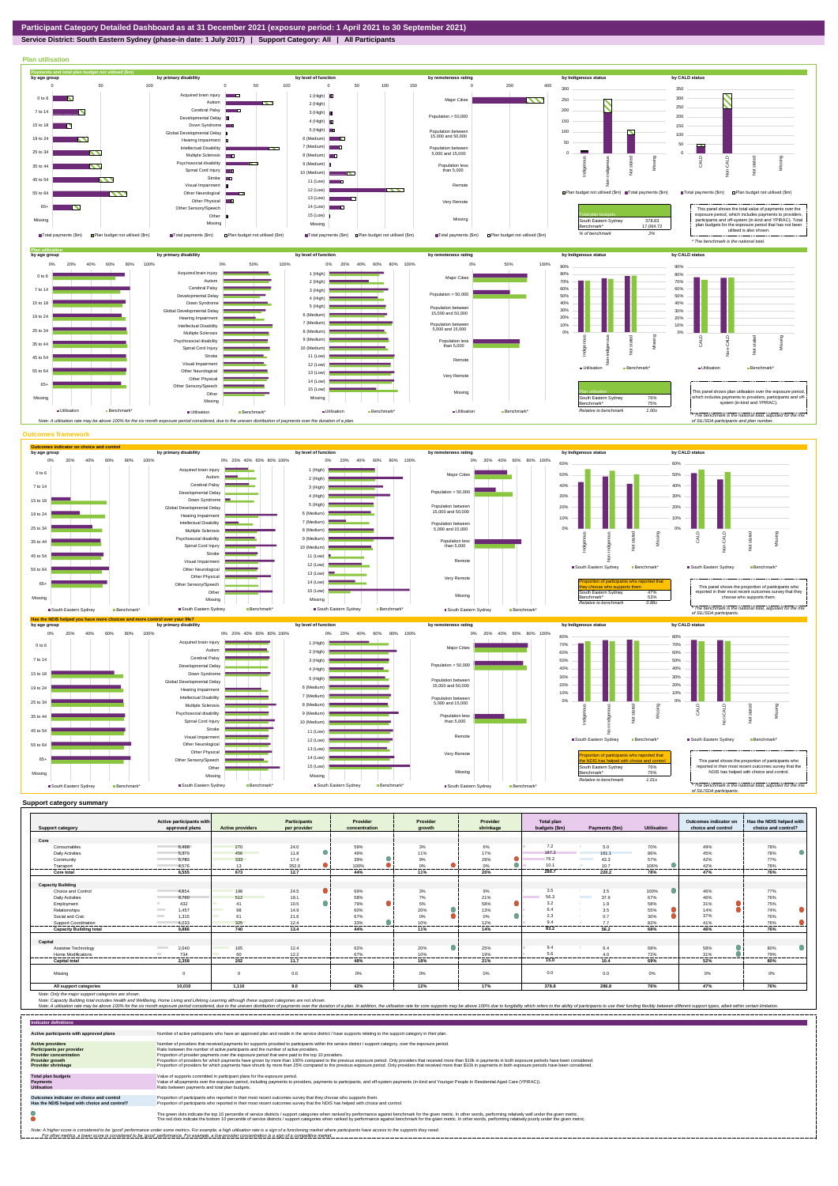# Participant Category Detailed Dashboard as at 31 December 2021 (exposure period: 1 April 2021 to 30 September 2021)

**Service District: South Eastern Sydney (phase-in date: 1 July 2017) | Support Category: All | All Participants**

## Plan utilisation

### Payments and total plan budget not utilised ($m)

| Total plan budgets | |
|---|---|
| South Eastern Sydney | 378.83 |
| Benchmark* | 17,064.72 |
| % of benchmark | 2% |

This panel shows the total value of payments over the exposure period, which includes payments to providers, participants and off-system (in-kind and YPIRAC). Total plan budgets for the exposure period that has not been utilised is also shown.

*The benchmark is the national total.

### Plan utilisation

| Plan utilisation | |
|---|---|
| South Eastern Sydney | 76% |
| Benchmark* | 75% |
| Relative to benchmark | 1.00x |

This panel shows plan utilisation over the exposure period, which includes payments to providers, participants and off-system (in-kind and YPIRAC).

*The benchmark is the national total, adjusted for the mix of SIL/SDA participants and plan number.

Note: A utilisation rate may be above 100% for the six month exposure period considered, due to the uneven distribution of payments over the duration of a plan.

## Outcomes framework

### Outcomes indicator on choice and control

| Proportion of participants who reported that they choose who supports them | |
|---|---|
| South Eastern Sydney | 47% |
| Benchmark* | 53% |
| Relative to benchmark | 0.88x |

This panel shows the proportion of participants who reported in their most recent outcomes survey that they choose who supports them.

*The benchmark is the national total, adjusted for the mix of SIL/SDA participants.

### Has the NDIS helped you have more choices and more control over your life?

| Proportion of participants who reported that the NDIS has helped with choice and control | |
|---|---|
| South Eastern Sydney | 76% |
| Benchmark* | 75% |
| Relative to benchmark | 1.01x |

This panel shows the proportion of participants who reported in their most recent outcomes survey that the NDIS has helped with choice and control.

*The benchmark is the national total, adjusted for the mix of SIL/SDA participants.

## Support category summary

| Support category | Active participants with approved plans | Active providers | Participants per provider | Provider concentration | Provider growth | Provider shrinkage | Total plan budgets ($m) | Payments ($m) | Utilisation | Outcomes indicator on choice and control | Has the NDIS helped with choice and control? |
|---|---|---|---|---|---|---|---|---|---|---|---|
| **Core** | | | | | | | | | | | |
| Consumables | 6,488 | 270 | 24.0 | 59% | 3% | 6% | 7.2 | 5.0 | 70% | 49% | 78% |
| Daily Activities | 5,370 | 456 | 11.8 | 49% | 11% | 17% | 187.2 | 161.1 | 86% | 45% | 78% |
| Community | 5,783 | 333 | 17.4 | 39% | 9% | 29% | 76.2 | 43.3 | 57% | 42% | 77% |
| Transport | 4,576 | 13 | 352.0 | 100% | 0% | 0% | 10.1 | 10.7 | 106% | 42% | 78% |
| **Core total** | **8,555** | **673** | **12.7** | **44%** | **11%** | **20%** | **280.7** | **220.2** | **78%** | **47%** | **76%** |
| **Capacity Building** | | | | | | | | | | | |
| Choice and Control | 4,854 | 198 | 24.5 | 69% | 3% | 9% | 3.5 | 3.5 | 100% | 46% | 77% |
| Daily Activities | 9,760 | 512 | 19.1 | 58% | 7% | 21% | 56.3 | 37.9 | 67% | 46% | 76% |
| Employment | 432 | 41 | 10.5 | 79% | 5% | 58% | 3.2 | 1.9 | 58% | 31% | 75% |
| Relationships | 1,457 | 98 | 14.9 | 60% | 20% | 13% | 6.4 | 3.5 | 55% | 14% | 74% |
| Social and Civic | 1,315 | 61 | 21.6 | 67% | 0% | 0% | 2.3 | 0.7 | 30% | 37% | 76% |
| Support Coordination | 4,033 | 325 | 12.4 | 33% | 10% | 12% | 9.4 | 7.7 | 82% | 41% | 76% |
| **Capacity Building total** | **9,886** | **740** | **13.4** | **44%** | **11%** | **14%** | **82.2** | **56.2** | **68%** | **46%** | **76%** |
| **Capital** | | | | | | | | | | | |
| Assistive Technology | 2,040 | 165 | 12.4 | 62% | 20% | 25% | 9.4 | 6.4 | 68% | 58% | 80% |
| Home Modifications | 734 | 60 | 12.2 | 67% | 10% | 19% | 5.6 | 4.0 | 72% | 31% | 79% |
| **Capital total** | **2,358** | **202** | **11.7** | **46%** | **18%** | **21%** | **15.0** | **10.4** | **69%** | **52%** | **80%** |
| Missing | 0 | 0 | 0.0 | 0% | 0% | 0% | 0.0 | 0.0 | 0% | 0% | 0% |
| **All support categories** | **10,010** | **1,110** | **9.0** | **42%** | **12%** | **17%** | **378.8** | **286.8** | **76%** | **47%** | **76%** |

Note: Only the major support categories are shown.

Note: Capacity Building total includes Health and Wellbeing, Home Living and Lifelong Learning although these support categories are not shown.

Note: A utilisation rate may be above 100% for the six month exposure period considered, due to the uneven distribution of payments over the duration of a plan. In addition, the utilisation rate for core supports may be above 100% due to fungibility which refers to the ability of participants to use their funding flexibly between different support types, albeit within certain limitation.

## Indicator definitions

| | |
|---|---|
| **Active participants with approved plans** | Number of active participants who have an approved plan and reside in the service district / have supports relating to the support category in their plan. |
| **Active providers** | Number of providers that received payments for supports provided to participants within the service district / support category, over the exposure period. |
| **Participants per provider** | Ratio between the number of active participants and the number of active providers. |
| **Provider concentration** | Proportion of provider payments over the exposure period that were paid to the top 10 providers. |
| **Provider growth** | Proportion of providers for which payments have grown by more than 100% compared to the previous exposure period. Only providers that received more than $10k in payments in both exposure periods have been considered. |
| **Provider shrinkage** | Proportion of providers for which payments have shrunk by more than 25% compared to the previous exposure period. Only providers that received more than $10k in payments in both exposure periods have been considered. |
| **Total plan budgets** | Value of supports committed in participant plans for the exposure period. |
| **Payments** | Value of all payments over the exposure period, including payments to providers, payments to participants, and off-system payments (in-kind and Younger People In Residential Aged Care (YPIRAC)). |
| **Utilisation** | Ratio between payments and total plan budgets. |
| **Outcomes indicator on choice and control** | Proportion of participants who reported in their most recent outcomes survey that they choose who supports them. |
| **Has the NDIS helped with choice and control?** | Proportion of participants who reported in their most recent outcomes survey that the NDIS has helped with choice and control. |

The green dots indicate the top 10 percentile of service districts / support categories when ranked by performance against benchmark for the given metric. In other words, performing relatively well under the given metric.

The red dots indicate the bottom 10 percentile of service districts / support categories when ranked by performance against benchmark for the given metric. In other words, performing relatively poorly under the given metric.

Note: A higher score is considered to be 'good' performance under some metrics. For example, a high utilisation rate is a sign of a functioning market where participants have access to the supports they need.
For other metrics, a lower score is considered to be 'good' performance. For example, a low provider concentration is a sign of a competitive market.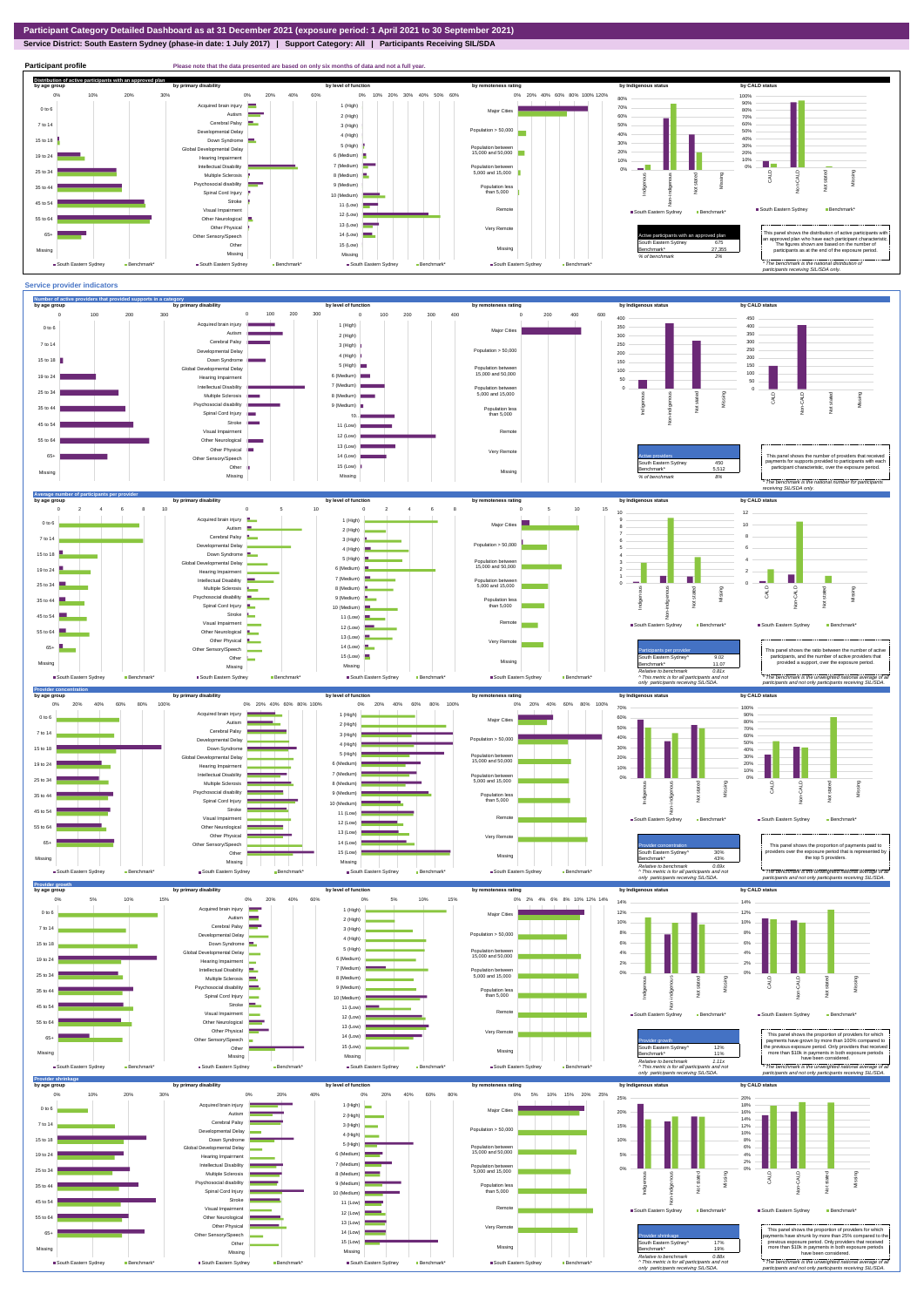# Participant Category Detailed Dashboard as at 31 December 2021 (exposure period: 1 April 2021 to 30 September 2021)

**Service District: South Eastern Sydney (phase-in date: 1 July 2017) | Support Category: All | Participants Receiving SIL/SDA**

## Participant profile

Please note that the data presented are based on only six months of data and not a full year.

### Distribution of active participants with an approved plan

| Active participants with an approved plan | |
|---|---|
| South Eastern Sydney | 675 |
| Benchmark* | 27,355 |
| % of benchmark | 2% |

This panel shows the distribution of active participants with an approved plan who have each participant characteristic. The figures shown are based on the number of participants as at the end of the exposure period.

*The benchmark is the national distribution of participants receiving SIL/SDA only.

## Service provider indicators

### Number of active providers that provided supports in a category

| Active providers | |
|---|---|
| South Eastern Sydney | 450 |
| Benchmark* | 5,512 |
| % of benchmark | 8% |

This panel shows the number of providers that received payments for supports provided to participants with each participant characteristic, over the exposure period.

*The benchmark is the national number for participants receiving SIL/SDA only.

### Average number of participants per provider

| Participants per provider | |
|---|---|
| South Eastern Sydney^ | 9.02 |
| Benchmark* | 11.07 |
| Relative to benchmark | 0.81x |

^ This metric is for all participants and not only participants receiving SIL/SDA.

This panel shows the ratio between the number of active participants and the number of active providers that provided a support, over the exposure period.

*The benchmark is the unweighted national average of all participants and not only participants receiving SIL/SDA.

### Provider concentration

| Provider concentration | |
|---|---|
| South Eastern Sydney^ | 30% |
| Benchmark* | 43% |
| Relative to benchmark | 0.69x |

^ This metric is for all participants and not only participants receiving SIL/SDA.

This panel shows the proportion of payments paid to providers over the exposure period that is represented by the top 5 providers.

*The benchmark is the unweighted national average of all participants and not only participants receiving SIL/SDA.

### Provider growth

| Provider growth | |
|---|---|
| South Eastern Sydney^ | 12% |
| Benchmark* | 11% |
| Relative to benchmark | 1.11x |

^ This metric is for all participants and not only participants receiving SIL/SDA.

This panel shows the proportion of providers for which payments have grown by more than 100% compared to the previous exposure period. Only providers that received more than $10k in payments in both exposure periods have been considered.

*The benchmark is the unweighted national average of all participants and not only participants receiving SIL/SDA.

### Provider shrinkage

| Provider shrinkage | |
|---|---|
| South Eastern Sydney^ | 17% |
| Benchmark* | 19% |
| Relative to benchmark | 0.88x |

^ This metric is for all participants and not only participants receiving SIL/SDA.

This panel shows the proportion of providers for which payments have shrunk by more than 25% compared to the previous exposure period. Only providers that received more than $10k in payments in both exposure periods have been considered.

*The benchmark is the unweighted national average of all participants and not only participants receiving SIL/SDA.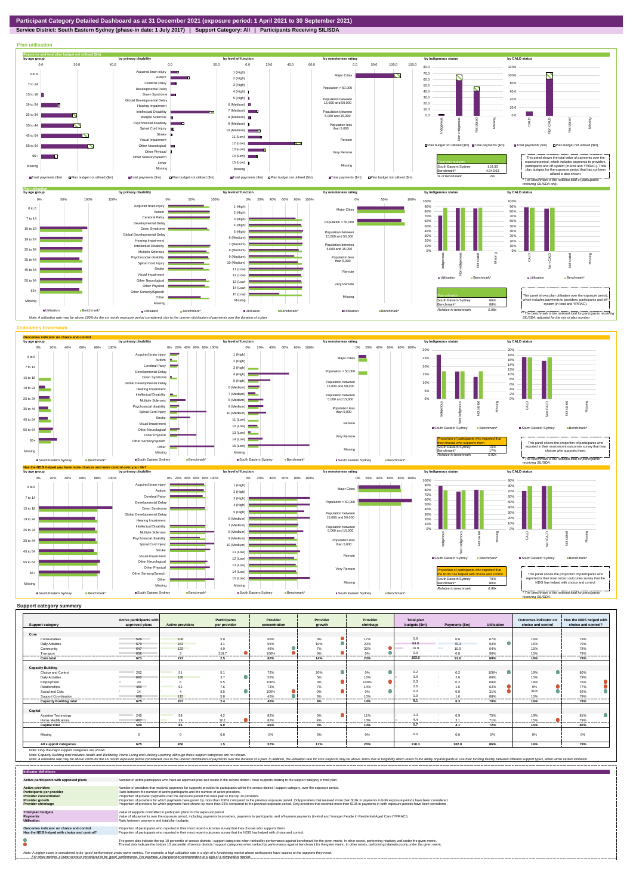# Participant Category Detailed Dashboard as at 31 December 2021 (exposure period: 1 April 2021 to 30 September 2021)

**Service District: South Eastern Sydney (phase-in date: 1 July 2017) | Support Category: All | Participants Receiving SIL/SDA**

## Plan utilisation

### Payments and total plan budget not utilised ($m)

| Total plan budgets | |
|---|---|
| South Eastern Sydney | 118.33 |
| Benchmark* | 4,943.63 |
| % of benchmark | 2% |

This panel shows the total value of payments over the exposure period, which includes payments to providers, participants and off-system (in-kind and YPIRAC). Total plan budgets for the exposure period that has not been utilised is also shown.

*The benchmark is the national total for participants receiving SIL/SDA only.

### Plan utilisation

| Plan utilisation | |
|---|---|
| South Eastern Sydney | 86% |
| Benchmark* | 88% |
| Relative to benchmark | 0.98x |

This panel shows plan utilisation over the exposure period, which includes payments to providers, participants and off-system (in-kind and YPIRAC).

*The benchmark is the national total for participants receiving SIL/SDA, adjusted for the mix of plan number.

Note: A utilisation rate may be above 100% for the six month exposure period considered, due to the uneven distribution of payments over the duration of a plan.

## Outcomes framework

### Outcomes indicator on choice and control

| Proportion of participants who reported that they choose who supports them | |
|---|---|
| South Eastern Sydney | 16% |
| Benchmark* | 17% |
| Relative to benchmark | 0.92x |

This panel shows the proportion of participants who reported in their most recent outcomes survey that they choose who supports them.

*The benchmark is the national total for participants receiving SIL/SDA.

### Has the NDIS helped you have more choices and more control over your life?

| Proportion of participants who reported that the NDIS has helped with choice and control | |
|---|---|
| South Eastern Sydney | 79% |
| Benchmark* | 80% |
| Relative to benchmark | 0.99x |

This panel shows the proportion of participants who reported in their most recent outcomes survey that the NDIS has helped with choice and control.

*The benchmark is the national total for participants receiving SIL/SDA.

## Support category summary

| Support category | Active participants with approved plans | Active providers | Participants per provider | Provider concentration | Provider growth | Provider shrinkage | Total plan budgets ($m) | Payments ($m) | Utilisation | Outcomes indicator on choice and control | Has the NDIS helped with choice and control? |
|---|---|---|---|---|---|---|---|---|---|---|---|
| **Core** | | | | | | | | | | | |
| Consumables | 526 | 106 | 5.0 | 66% | 0% | 17% | 0.9 | 0.6 | 67% | 16% | 79% |
| Daily Activities | 670 | 163 | 4.1 | 65% | 10% | 20% | 84.8 | 79.3 | 94% | 15% | 79% |
| Community | 647 | 132 | 4.9 | 48% | 7% | 32% | 16.9 | 10.9 | 64% | 15% | 78% |
| Transport | 656 | 3 | 218.7 | 100% | 0% | 0% | 0.9 | 0.8 | 90% | 15% | 79% |
| **Core total** | **673** | **273** | **2.5** | **62%** | **14%** | **23%** | **103.5** | **91.6** | **88%** | **16%** | **79%** |
| **Capacity Building** | | | | | | | | | | | |
| Choice and Control | 262 | 51 | 5.1 | 72% | 20% | 0% | 0.2 | 0.2 | 100% | 19% | 80% |
| Daily Activities | 662 | 180 | 3.7 | 52% | 5% | 16% | 3.9 | 2.6 | 66% | 15% | 79% |
| Employment | 33 | 6 | 5.5 | 100% | 0% | 100% | 0.3 | 0.2 | 68% | 18% | 76% |
| Relationships | 469 | 62 | 7.6 | 73% | 7% | 14% | 2.6 | 1.6 | 62% | 9% | 77% |
| Social and Civic | 4 | 4 | 3.5 | 100% | 0% | 0% | 0.0 | 0.0 | 31% | 31% | 92% |
| Support Coordination | 668 | 115 | 5.8 | 45% | 6% | 10% | 1.9 | 1.6 | 88% | 15% | 79% |
| **Capacity Building total** | **675** | **287** | **2.4** | **40%** | **9%** | **14%** | **9.1** | **6.3** | **70%** | **16%** | **79%** |
| **Capital** | | | | | | | | | | | |
| Assistive Technology | 245 | 58 | 4.2 | 82% | 0% | 11% | 1.3 | 0.9 | 75% | 19% | 81% |
| Home Modifications | 467 | 29 | 16.1 | 82% | 4% | 13% | 4.4 | 3.1 | 71% | 15% | 79% |
| **Capital total** | **509** | **85** | **6.0** | **66%** | **3%** | **13%** | **5.7** | **4.1** | **72%** | **15%** | **80%** |
| Missing | 0 | 0 | 0.0 | 0% | 0% | 0% | 0.0 | 0.0 | 0% | 0% | 0% |
| **All support categories** | **675** | **450** | **1.5** | **57%** | **11%** | **20%** | **118.3** | **102.0** | **86%** | **16%** | **79%** |

Note: Only the major support categories are shown.

Note: Capacity Building total includes Health and Wellbeing, Home Living and Lifelong Learning although these support categories are not shown.

Note: A utilisation rate may be above 100% for the six month exposure period considered, due to the uneven distribution of payments over the duration of a plan. In addition, the utilisation rate for core supports may be above 100% due to fungibility which refers to the ability of participants to use their funding flexibly between different support types, albeit within certain limitation.

## Indicator definitions

| Indicator | Definition |
|---|---|
| Active participants with approved plans | Number of active participants who have an approved plan and reside in the service district / have supports relating to the support category in their plan. |
| Active providers | Number of providers that received payments for supports provided to participants within the service district / support category, over the exposure period. |
| Participants per provider | Ratio between the number of active participants and the number of active providers. |
| Provider concentration | Proportion of provider payments over the exposure period that were paid to the top 10 providers. |
| Provider growth | Proportion of providers for which payments have grown by more than 100% compared to the previous exposure period. Only providers that received more than $10k in payments in both exposure periods have been considered. |
| Provider shrinkage | Proportion of providers for which payments have shrunk by more than 25% compared to the previous exposure period. Only providers that received more than $10k in payments in both exposure periods have been considered. |
| Total plan budgets | Value of supports committed in participant plans for the exposure period. |
| Payments | Value of all payments over the exposure period, including payments to providers, payments to participants, and off-system payments (in-kind and Younger People In Residential Aged Care (YPIRAC)). |
| Utilisation | Ratio between payments and total plan budgets. |
| Outcomes indicator on choice and control | Proportion of participants who reported in their most recent outcomes survey that they choose who supports them. |
| Has the NDIS helped with choice and control? | Proportion of participants who reported in their most recent outcomes survey that the NDIS has helped with choice and control. |

The green dots indicate the top 10 percentile of service districts / support categories when ranked by performance against benchmark for the given metric. In other words, performing relatively well under the given metric.

The red dots indicate the bottom 10 percentile of service districts / support categories when ranked by performance against benchmark for the given metric. In other words, performing relatively poorly under the given metric.

Note: A higher score is considered to be 'good' performance under some metrics. For example, a high utilisation rate is a sign of a functioning market where participants have access to the supports they need.
For other metrics, a lower score is considered to be 'good' performance. For example, a low provider concentration is a sign of a competitive market.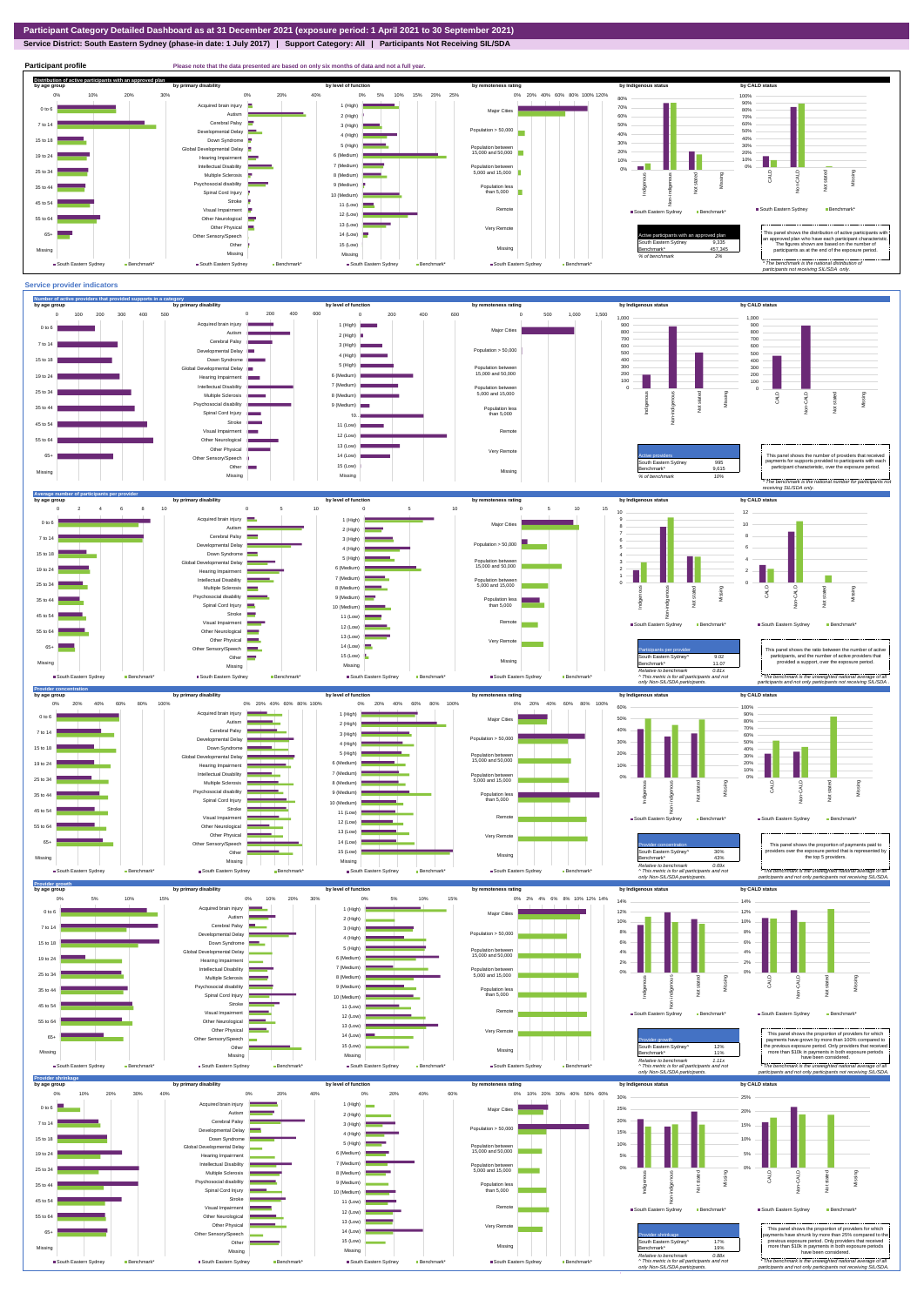# Participant Category Detailed Dashboard as at 31 December 2021 (exposure period: 1 April 2021 to 30 September 2021)

**Service District: South Eastern Sydney (phase-in date: 1 July 2017) | Support Category: All | Participants Not Receiving SIL/SDA**

## Participant profile

Please note that the data presented are based on only six months of data and not a full year.

### Distribution of active participants with an approved plan

| Active participants with an approved plan | |
|---|---|
| South Eastern Sydney | 9,335 |
| Benchmark* | 457,345 |
| % of benchmark | 2% |

This panel shows the distribution of active participants with an approved plan who have each participant characteristic. The figures shown are based on the number of participants as at the end of the exposure period.

* The benchmark is the national distribution of participants not receiving SIL/SDA only.

## Service provider indicators

### Number of active providers that provided supports in a category

| Active providers | |
|---|---|
| South Eastern Sydney | 995 |
| Benchmark* | 9,615 |
| % of benchmark | 10% |

This panel shows the number of providers that received payments for supports provided to participants with each participant characteristic, over the exposure period.

* The benchmark is the national number for participants not receiving SIL/SDA only.

### Average number of participants per provider

| Participants per provider | |
|---|---|
| South Eastern Sydney^ | 9.02 |
| Benchmark* | 11.07 |
| Relative to benchmark | 0.81x |

^ This metric is for all participants and not only Non-SIL/SDA participants.

This panel shows the ratio between the number of active participants, and the number of active providers that provided a support, over the exposure period.

* The benchmark is the unweighted national average of all participants and not only participants not receiving SIL/SDA.

### Provider concentration

| Provider concentration | |
|---|---|
| South Eastern Sydney^ | 30% |
| Benchmark* | 43% |
| Relative to benchmark | 0.69x |

^ This metric is for all participants and not only Non-SIL/SDA participants.

This panel shows the proportion of payments paid to providers over the exposure period that is represented by the top 5 providers.

* The benchmark is the unweighted national average of all participants and not only participants not receiving SIL/SDA.

### Provider growth

| Provider growth | |
|---|---|
| South Eastern Sydney^ | 12% |
| Benchmark* | 11% |
| Relative to benchmark | 1.11x |

^ This metric is for all participants and not only Non-SIL/SDA participants.

This panel shows the proportion of providers for which payments have grown by more than 100% compared to the previous exposure period. Only providers that received more than $10k in payments in both exposure periods have been considered.

* The benchmark is the unweighted national average of all participants and not only participants not receiving SIL/SDA.

### Provider shrinkage

| Provider shrinkage | |
|---|---|
| South Eastern Sydney^ | 17% |
| Benchmark* | 19% |
| Relative to benchmark | 0.88x |

^ This metric is for all participants and not only Non-SIL/SDA participants.

This panel shows the proportion of providers for which payments have shrunk by more than 25% compared to the previous exposure period. Only providers that received more than $10k in payments in both exposure periods have been considered.

* The benchmark is the unweighted national average of all participants and not only participants not receiving SIL/SDA.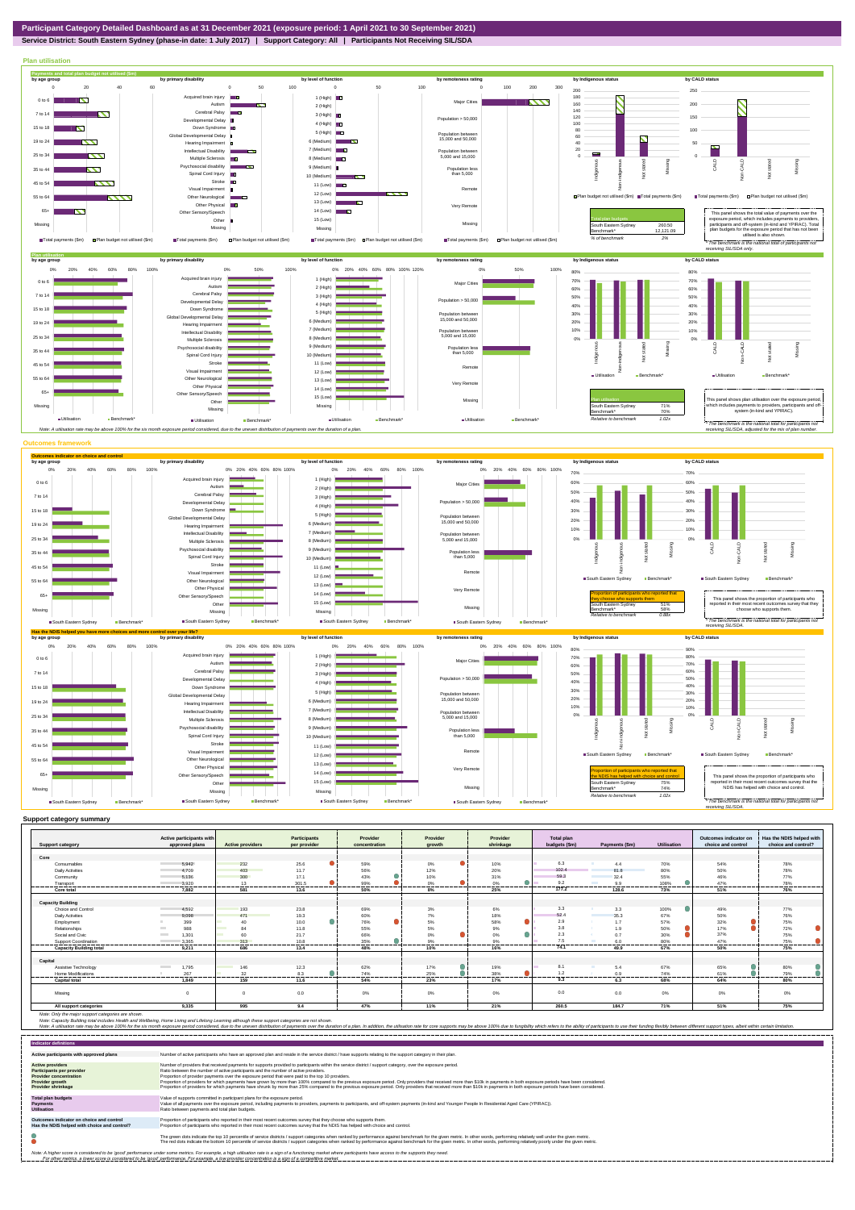# Participant Category Detailed Dashboard as at 31 December 2021 (exposure period: 1 April 2021 to 30 September 2021)

**Service District: South Eastern Sydney (phase-in date: 1 July 2017) | Support Category: All | Participants Not Receiving SIL/SDA**

## Plan utilisation

### Payments and total plan budget not utilised ($m)

by age group: 0 to 6, 7 to 14, 15 to 18, 19 to 24, 25 to 34, 35 to 44, 45 to 54, 55 to 64, 65+, Missing

by primary disability: Acquired brain injury, Autism, Cerebral Palsy, Developmental Delay, Down Syndrome, Global Developmental Delay, Hearing Impairment, Intellectual Disability, Multiple Sclerosis, Psychosocial disability, Spinal Cord Injury, Stroke, Visual Impairment, Other Neurological, Other Physical, Other Sensory/Speech, Other, Missing

by level of function: 1 (High) to 15 (Low), Missing

by remoteness rating: Major Cities, Population > 50,000, Population between 15,000 and 50,000, Population between 5,000 and 15,000, Population less than 5,000, Remote, Very Remote, Missing

■Total payments ($m) □Plan budget not utilised ($m)

| Total plan budgets | |
|---|---|
| South Eastern Sydney | 260.50 |
| Benchmark* | 12,121.09 |
| % of benchmark | 2% |

This panel shows the total value of payments over the exposure period, which includes payments to providers, participants and off-system (in-kind and YPIRAC). Total plan budgets for the exposure period that has not been utilised is also shown.

*The benchmark is the national total for participants not receiving SIL/SDA only.

### Plan utilisation

■Utilisation ■Benchmark*

| Plan utilisation | |
|---|---|
| South Eastern Sydney | 71% |
| Benchmark* | 70% |
| Relative to benchmark | 1.02x |

This panel shows plan utilisation over the exposure period, which includes payments to providers, participants and off-system (in-kind and YPIRAC).

*The benchmark is the national total for participants not receiving SIL/SDA, adjusted for the mix of plan number.

*Note: A utilisation rate may be above 100% for the six month exposure period considered, due to the uneven distribution of payments over the duration of a plan.*

## Outcomes framework

### Outcomes indicator on choice and control

■South Eastern Sydney ■Benchmark*

| Proportion of participants who reported that they choose who supports them | |
|---|---|
| South Eastern Sydney | 51% |
| Benchmark* | 58% |
| Relative to benchmark | 0.88x |

This panel shows the proportion of participants who reported in their most recent outcomes survey that they choose who supports them.

*The benchmark is the national total for participants not receiving SIL/SDA.

### Has the NDIS helped you have more choices and more control over your life?

| Proportion of participants who reported that the NDIS has helped with choice and control | |
|---|---|
| South Eastern Sydney | 75% |
| Benchmark* | 74% |
| Relative to benchmark | 1.02x |

This panel shows the proportion of participants who reported in their most recent outcomes survey that the NDIS has helped with choice and control.

*The benchmark is the national total for participants not receiving SIL/SDA.

## Support category summary

| Support category | Active participants with approved plans | Active providers | Participants per provider | Provider concentration | Provider growth | Provider shrinkage | Total plan budgets ($m) | Payments ($m) | Utilisation | Outcomes indicator on choice and control | Has the NDIS helped with choice and control? |
|---|---|---|---|---|---|---|---|---|---|---|---|
| **Core** | | | | | | | | | | | |
| Consumables | 5,942 | 232 | 25.6 | 59% | 0% | 10% | 6.3 | 4.4 | 70% | 54% | 78% |
| Daily Activities | 4,709 | 403 | 11.7 | 56% | 12% | 20% | 102.4 | 81.8 | 80% | 50% | 78% |
| Community | 5,136 | 300 | 17.1 | 43% | 10% | 31% | 59.3 | 32.4 | 55% | 46% | 77% |
| Transport | 3,920 | 13 | 301.5 | 99% | 0% | 0% | 9.2 | 9.9 | 108% | 47% | 78% |
| **Core total** | **7,882** | **581** | **13.6** | **50%** | **8%** | **25%** | **177.2** | **128.6** | **73%** | **51%** | **76%** |
| **Capacity Building** | | | | | | | | | | | |
| Choice and Control | 4,592 | 193 | 23.8 | 69% | 3% | 6% | 3.3 | 3.3 | 100% | 49% | 77% |
| Daily Activities | 9,098 | 471 | 19.3 | 60% | 7% | 18% | 52.4 | 35.3 | 67% | 50% | 76% |
| Employment | 399 | 40 | 10.0 | 76% | 0% | 58% | 2.9 | 1.7 | 57% | 32% | 75% |
| Relationships | 988 | 84 | 11.8 | 55% | 5% | 9% | 3.8 | 1.9 | 50% | 17% | 72% |
| Social and Civic | 1,301 | 60 | 21.7 | 66% | 0% | 0% | 2.3 | 0.7 | 30% | 37% | 75% |
| Support Coordination | 3,365 | 313 | 10.8 | 35% | 9% | 9% | 7.5 | 6.0 | 80% | 47% | 75% |
| **Capacity Building total** | **9,211** | **686** | **13.4** | **46%** | **10%** | **16%** | **74.1** | **49.9** | **67%** | **50%** | **75%** |
| **Capital** | | | | | | | | | | | |
| Assistive Technology | 1,795 | 146 | 12.3 | 62% | 17% | 19% | 8.1 | 5.4 | 67% | 65% | 80% |
| Home Modifications | 267 | 32 | 8.3 | 74% | 25% | 38% | 1.2 | 0.9 | 74% | 61% | 79% |
| **Capital total** | **1,849** | **159** | **11.6** | **54%** | **23%** | **17%** | **9.3** | **6.3** | **68%** | **64%** | **80%** |
| Missing | 0 | 0 | 0.0 | 0% | 0% | 0% | 0.0 | 0.0 | 0% | 0% | 0% |
| **All support categories** | **9,335** | **995** | **9.4** | **47%** | **11%** | **21%** | **260.5** | **184.7** | **71%** | **51%** | **75%** |

*Note: Only the major support categories are shown.*

*Note: Capacity Building total includes Health and Wellbeing, Home Living and Lifelong Learning although these support categories are not shown.*

*Note: A utilisation rate may be above 100% for the six month exposure period considered, due to the uneven distribution of payments over the duration of a plan. In addition, the utilisation rate for core supports may be above 100% due to fungibility which refers to the ability of participants to use their funding flexibly between different support types, albeit within certain limitation.*

## Indicator definitions

| | |
|---|---|
| **Active participants with approved plans** | Number of active participants who have an approved plan and reside in the service district / have supports relating to the support category in their plan. |
| **Active providers** | Number of providers that received payments for supports provided to participants within the service district / support category, over the exposure period. |
| **Participants per provider** | Ratio between the number of active participants and the number of active providers. |
| **Provider concentration** | Proportion of provider payments over the exposure period that were paid to the top 10 providers. |
| **Provider growth** | Proportion of providers for which payments have grown by more than 100% compared to the previous exposure period. Only providers that received more than $10k in payments in both exposure periods have been considered. |
| **Provider shrinkage** | Proportion of providers for which payments have shrunk by more than 25% compared to the previous exposure period. Only providers that received more than $10k in payments in both exposure periods have been considered. |
| **Total plan budgets** | Value of supports committed in participant plans for the exposure period. |
| **Payments** | Value of all payments over the exposure period, including payments to providers, payments to participants, and off-system payments (in-kind and Younger People In Residential Aged Care (YPIRAC)). |
| **Utilisation** | Ratio between payments and total plan budgets. |
| **Outcomes indicator on choice and control** | Proportion of participants who reported in their most recent outcomes survey that they choose who supports them. |
| **Has the NDIS helped with choice and control?** | Proportion of participants who reported in their most recent outcomes survey that the NDIS has helped with choice and control. |

The green dots indicate the top 10 percentile of service districts / support categories when ranked by performance against benchmark for the given metric. In other words, performing relatively well under the given metric.

The red dots indicate the bottom 10 percentile of service districts / support categories when ranked by performance against benchmark for the given metric. In other words, performing relatively poorly under the given metric.

*Note: A higher score is considered to be 'good' performance under some metrics. For example, a high utilisation rate is a sign of a functioning market where participants have access to the supports they need.*
*For other metrics, a lower score is considered to be 'good' performance. For example, a low provider concentration is a sign of a competitive market.*